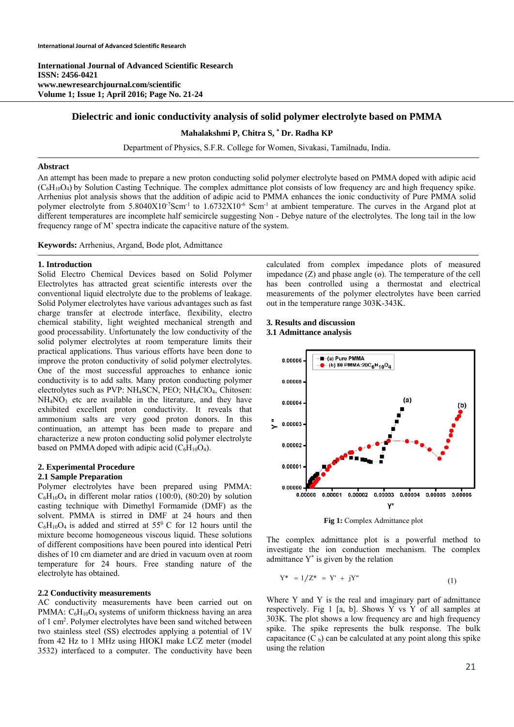International Journal of Advanced Scientific Research
ISSN: 2456-0421
www.newresearchjournal.com/scientific
Volume 1; Issue 1; April 2016; Page No. 21-24

# Dielectric and ionic conductivity analysis of solid polymer electrolyte based on PMMA

**Mahalakshmi P, Chitra S, * Dr. Radha KP**

Department of Physics, S.F.R. College for Women, Sivakasi, Tamilnadu, India.

## Abstract

An attempt has been made to prepare a new proton conducting solid polymer electrolyte based on PMMA doped with adipic acid ($C_6H_{10}O_4$) by Solution Casting Technique. The complex admittance plot consists of low frequency arc and high frequency spike. Arrhenius plot analysis shows that the addition of adipic acid to PMMA enhances the ionic conductivity of Pure PMMA solid polymer electrolyte from $5.8040 \times 10^{-7}$ Scm$^{-1}$ to $1.6732 \times 10^{-6}$ Scm$^{-1}$ at ambient temperature. The curves in the Argand plot at different temperatures are incomplete half semicircle suggesting Non - Debye nature of the electrolytes. The long tail in the low frequency range of M' spectra indicate the capacitive nature of the system.

**Keywords:** Arrhenius, Argand, Bode plot, Admittance

## 1. Introduction

Solid Electro Chemical Devices based on Solid Polymer Electrolytes has attracted great scientific interests over the conventional liquid electrolyte due to the problems of leakage. Solid Polymer electrolytes have various advantages such as fast charge transfer at electrode interface, flexibility, electro chemical stability, light weighted mechanical strength and good processability. Unfortunately the low conductivity of the solid polymer electrolytes at room temperature limits their practical applications. Thus various efforts have been done to improve the proton conductivity of solid polymer electrolytes. One of the most successful approaches to enhance ionic conductivity is to add salts. Many proton conducting polymer electrolytes such as PVP: $NH_4SCN$, PEO; $NH_4ClO_4$, Chitosen: $NH_4NO_3$ etc are available in the literature, and they have exhibited excellent proton conductivity. It reveals that ammonium salts are very good proton donors. In this continuation, an attempt has been made to prepare and characterize a new proton conducting solid polymer electrolyte based on PMMA doped with adipic acid ($C_6H_{10}O_4$).

## 2. Experimental Procedure

### 2.1 Sample Preparation

Polymer electrolytes have been prepared using PMMA: $C_6H_{10}O_4$ in different molar ratios (100:0), (80:20) by solution casting technique with Dimethyl Formamide (DMF) as the solvent. PMMA is stirred in DMF at 24 hours and then $C_6H_{10}O_4$ is added and stirred at $55^0$ C for 12 hours until the mixture become homogeneous viscous liquid. These solutions of different compositions have been poured into identical Petri dishes of 10 cm diameter and are dried in vacuum oven at room temperature for 24 hours. Free standing nature of the electrolyte has obtained.

### 2.2 Conductivity measurements

AC conductivity measurements have been carried out on PMMA: $C_6H_{10}O_4$ systems of uniform thickness having an area of 1 cm$^2$. Polymer electrolytes have been sand witched between two stainless steel (SS) electrodes applying a potential of 1V from 42 Hz to 1 MHz using HIOKI make LCZ meter (model 3532) interfaced to a computer. The conductivity have been calculated from complex impedance plots of measured impedance (Z) and phase angle (ɵ). The temperature of the cell has been controlled using a thermostat and electrical measurements of the polymer electrolytes have been carried out in the temperature range 303K-343K.

## 3. Results and discussion

### 3.1 Admittance analysis

**Fig 1:** Complex Admittance plot

The complex admittance plot is a powerful method to investigate the ion conduction mechanism. The complex admittance $Y^*$ is given by the relation

$$Y^* = 1/Z^* = Y' + jY'' \quad (1)$$

Where Y and Y is the real and imaginary part of admittance respectively. Fig 1 [a, b]. Shows Y vs Y of all samples at 303K. The plot shows a low frequency arc and high frequency spike. The spike represents the bulk response. The bulk capacitance ($C_b$) can be calculated at any point along this spike using the relation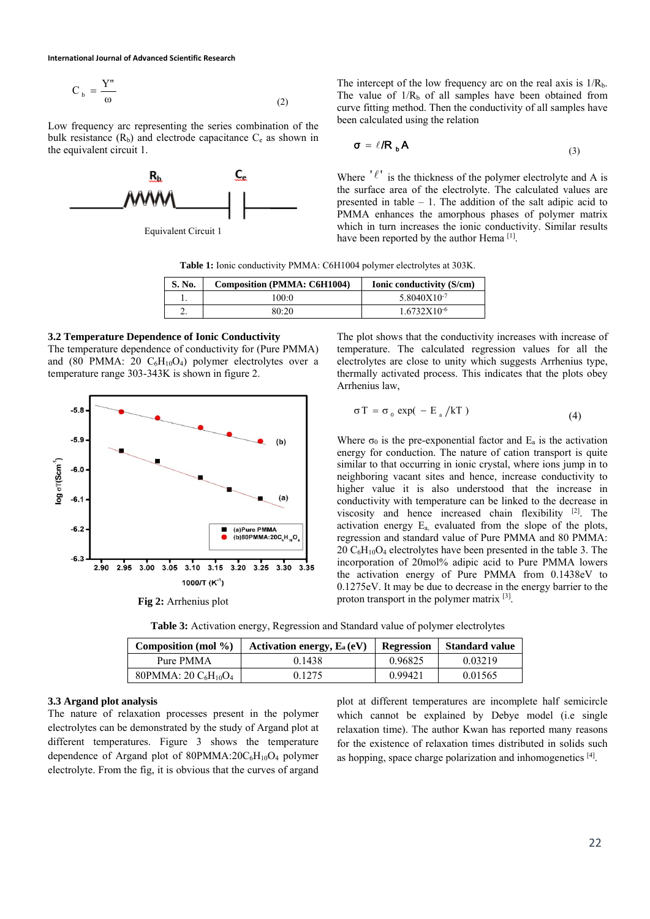$$C_b = \frac{Y''}{\omega} \quad (2)$$

Low frequency arc representing the series combination of the bulk resistance ($R_b$) and electrode capacitance $C_e$ as shown in the equivalent circuit 1.

Equivalent Circuit 1

The intercept of the low frequency arc on the real axis is $1/R_b$. The value of $1/R_b$ of all samples have been obtained from curve fitting method. Then the conductivity of all samples have been calculated using the relation

$$\sigma = \ell / R_b A \quad (3)$$

Where '$\ell$' is the thickness of the polymer electrolyte and A is the surface area of the electrolyte. The calculated values are presented in table – 1. The addition of the salt adipic acid to PMMA enhances the amorphous phases of polymer matrix which in turn increases the ionic conductivity. Similar results have been reported by the author Hema [1].

**Table 1:** Ionic conductivity PMMA: C6H1004 polymer electrolytes at 303K.

| S. No. | Composition (PMMA: C6H1004) | Ionic conductivity (S/cm) |
|---|---|---|
| 1. | 100:0 | $5.8040\text{X}10^{-7}$ |
| 2. | 80:20 | $1.6732\text{X}10^{-6}$ |

### 3.2 Temperature Dependence of Ionic Conductivity

The temperature dependence of conductivity for (Pure PMMA) and (80 PMMA: 20 $C_6H_{10}O_4$) polymer electrolytes over a temperature range 303-343K is shown in figure 2.

**Fig 2:** Arrhenius plot

The plot shows that the conductivity increases with increase of temperature. The calculated regression values for all the electrolytes are close to unity which suggests Arrhenius type, thermally activated process. This indicates that the plots obey Arrhenius law,

$$\sigma T = \sigma_0 \exp(-E_a/kT) \quad (4)$$

Where $\sigma_0$ is the pre-exponential factor and $E_a$ is the activation energy for conduction. The nature of cation transport is quite similar to that occurring in ionic crystal, where ions jump in to neighboring vacant sites and hence, increase conductivity to higher value it is also understood that the increase in conductivity with temperature can be linked to the decrease in viscosity and hence increased chain flexibility [2]. The activation energy $E_a$, evaluated from the slope of the plots, regression and standard value of Pure PMMA and 80 PMMA: 20 $C_6H_{10}O_4$ electrolytes have been presented in the table 3. The incorporation of 20mol% adipic acid to Pure PMMA lowers the activation energy of Pure PMMA from 0.1438eV to 0.1275eV. It may be due to decrease in the energy barrier to the proton transport in the polymer matrix [3].

**Table 3:** Activation energy, Regression and Standard value of polymer electrolytes

| Composition (mol %) | Activation energy, $E_a$ (eV) | Regression | Standard value |
|---|---|---|---|
| Pure PMMA | 0.1438 | 0.96825 | 0.03219 |
| 80PMMA: 20 $C_6H_{10}O_4$ | 0.1275 | 0.99421 | 0.01565 |

### 3.3 Argand plot analysis

The nature of relaxation processes present in the polymer electrolytes can be demonstrated by the study of Argand plot at different temperatures. Figure 3 shows the temperature dependence of Argand plot of 80PMMA:20$C_6H_{10}O_4$ polymer electrolyte. From the fig, it is obvious that the curves of argand plot at different temperatures are incomplete half semicircle which cannot be explained by Debye model (i.e single relaxation time). The author Kwan has reported many reasons for the existence of relaxation times distributed in solids such as hopping, space charge polarization and inhomogenetics [4].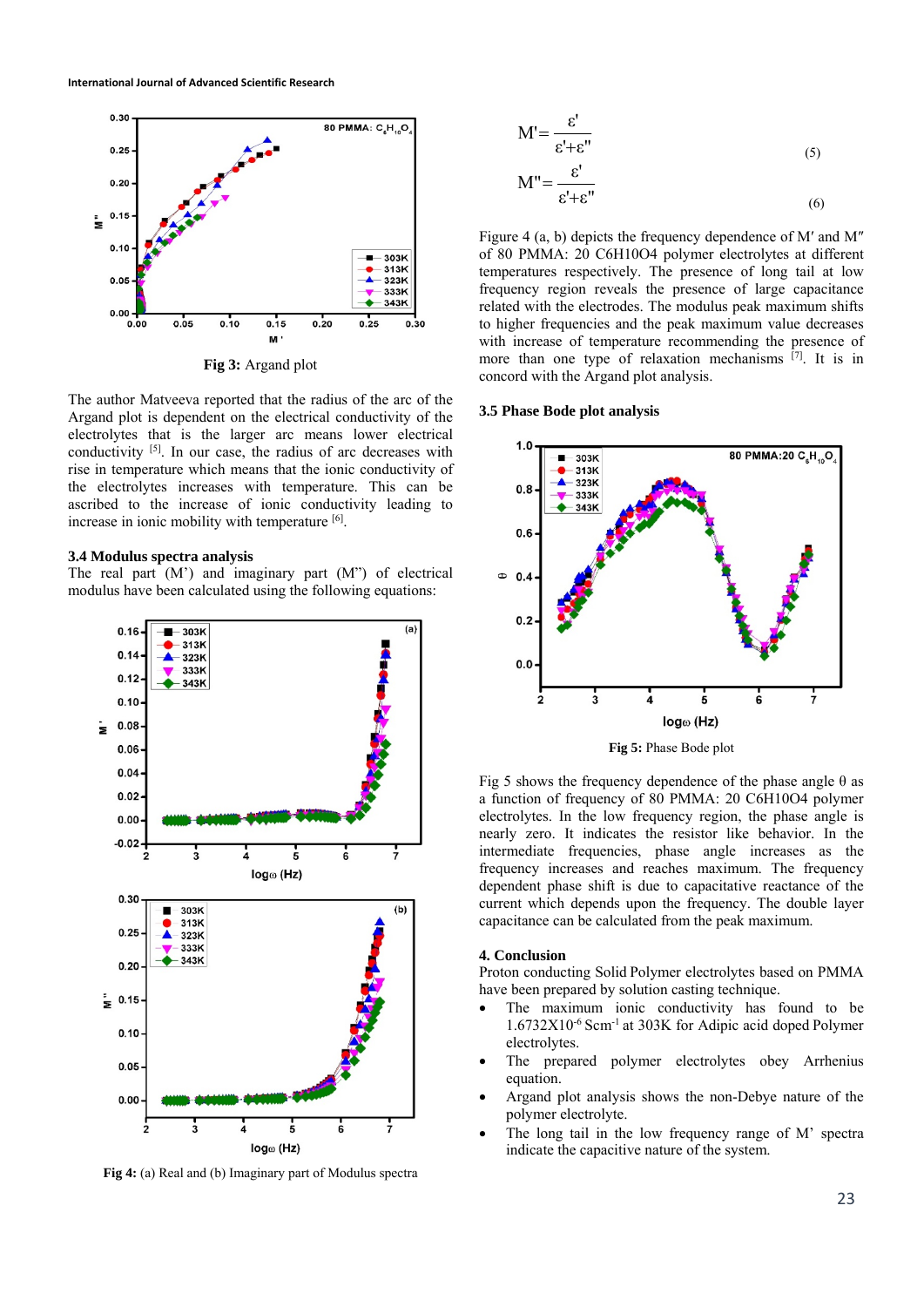Fig 3: Argand plot

The author Matveeva reported that the radius of the arc of the Argand plot is dependent on the electrical conductivity of the electrolytes that is the larger arc means lower electrical conductivity [5]. In our case, the radius of arc decreases with rise in temperature which means that the ionic conductivity of the electrolytes increases with temperature. This can be ascribed to the increase of ionic conductivity leading to increase in ionic mobility with temperature [6].

### 3.4 Modulus spectra analysis

The real part (M') and imaginary part (M") of electrical modulus have been calculated using the following equations:

$$M' = \frac{\varepsilon'}{\varepsilon' + \varepsilon''} \quad (5)$$

$$M'' = \frac{\varepsilon'}{\varepsilon' + \varepsilon''} \quad (6)$$

Fig 4: (a) Real and (b) Imaginary part of Modulus spectra

Figure 4 (a, b) depicts the frequency dependence of M′ and M″ of 80 PMMA: 20 C6H10O4 polymer electrolytes at different temperatures respectively. The presence of long tail at low frequency region reveals the presence of large capacitance related with the electrodes. The modulus peak maximum shifts to higher frequencies and the peak maximum value decreases with increase of temperature recommending the presence of more than one type of relaxation mechanisms [7]. It is in concord with the Argand plot analysis.

### 3.5 Phase Bode plot analysis

Fig 5: Phase Bode plot

Fig 5 shows the frequency dependence of the phase angle θ as a function of frequency of 80 PMMA: 20 C6H10O4 polymer electrolytes. In the low frequency region, the phase angle is nearly zero. It indicates the resistor like behavior. In the intermediate frequencies, phase angle increases as the frequency increases and reaches maximum. The frequency dependent phase shift is due to capacitive reactance of the current which depends upon the frequency. The double layer capacitance can be calculated from the peak maximum.

## 4. Conclusion

Proton conducting Solid Polymer electrolytes based on PMMA have been prepared by solution casting technique.

- The maximum ionic conductivity has found to be $1.6732\text{X}10^{-6}$ $\text{Scm}^{-1}$ at 303K for Adipic acid doped Polymer electrolytes.
- The prepared polymer electrolytes obey Arrhenius equation.
- Argand plot analysis shows the non-Debye nature of the polymer electrolyte.
- The long tail in the low frequency range of M' spectra indicate the capacitive nature of the system.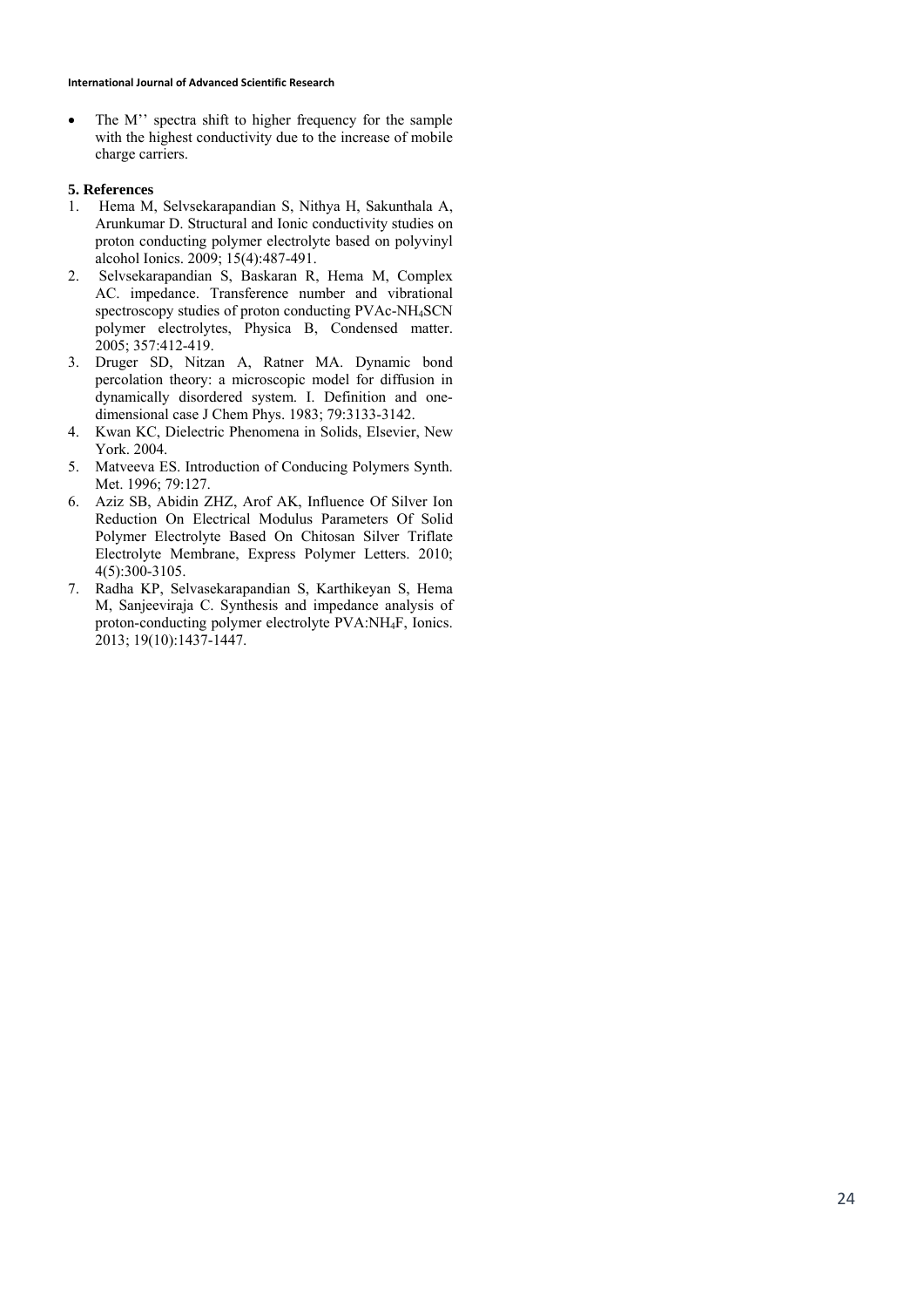- The M'' spectra shift to higher frequency for the sample with the highest conductivity due to the increase of mobile charge carriers.

## 5. References

1. Hema M, Selvsekarapandian S, Nithya H, Sakunthala A, Arunkumar D. Structural and Ionic conductivity studies on proton conducting polymer electrolyte based on polyvinyl alcohol Ionics. 2009; 15(4):487-491.
2. Selvsekarapandian S, Baskaran R, Hema M, Complex AC. impedance. Transference number and vibrational spectroscopy studies of proton conducting PVAc-$NH_4SCN$ polymer electrolytes, Physica B, Condensed matter. 2005; 357:412-419.
3. Druger SD, Nitzan A, Ratner MA. Dynamic bond percolation theory: a microscopic model for diffusion in dynamically disordered system. I. Definition and one-dimensional case J Chem Phys. 1983; 79:3133-3142.
4. Kwan KC, Dielectric Phenomena in Solids, Elsevier, New York. 2004.
5. Matveeva ES. Introduction of Conducing Polymers Synth. Met. 1996; 79:127.
6. Aziz SB, Abidin ZHZ, Arof AK, Influence Of Silver Ion Reduction On Electrical Modulus Parameters Of Solid Polymer Electrolyte Based On Chitosan Silver Triflate Electrolyte Membrane, Express Polymer Letters. 2010; 4(5):300-3105.
7. Radha KP, Selvasekarapandian S, Karthikeyan S, Hema M, Sanjeeviraja C. Synthesis and impedance analysis of proton-conducting polymer electrolyte PVA:$NH_4F$, Ionics. 2013; 19(10):1437-1447.